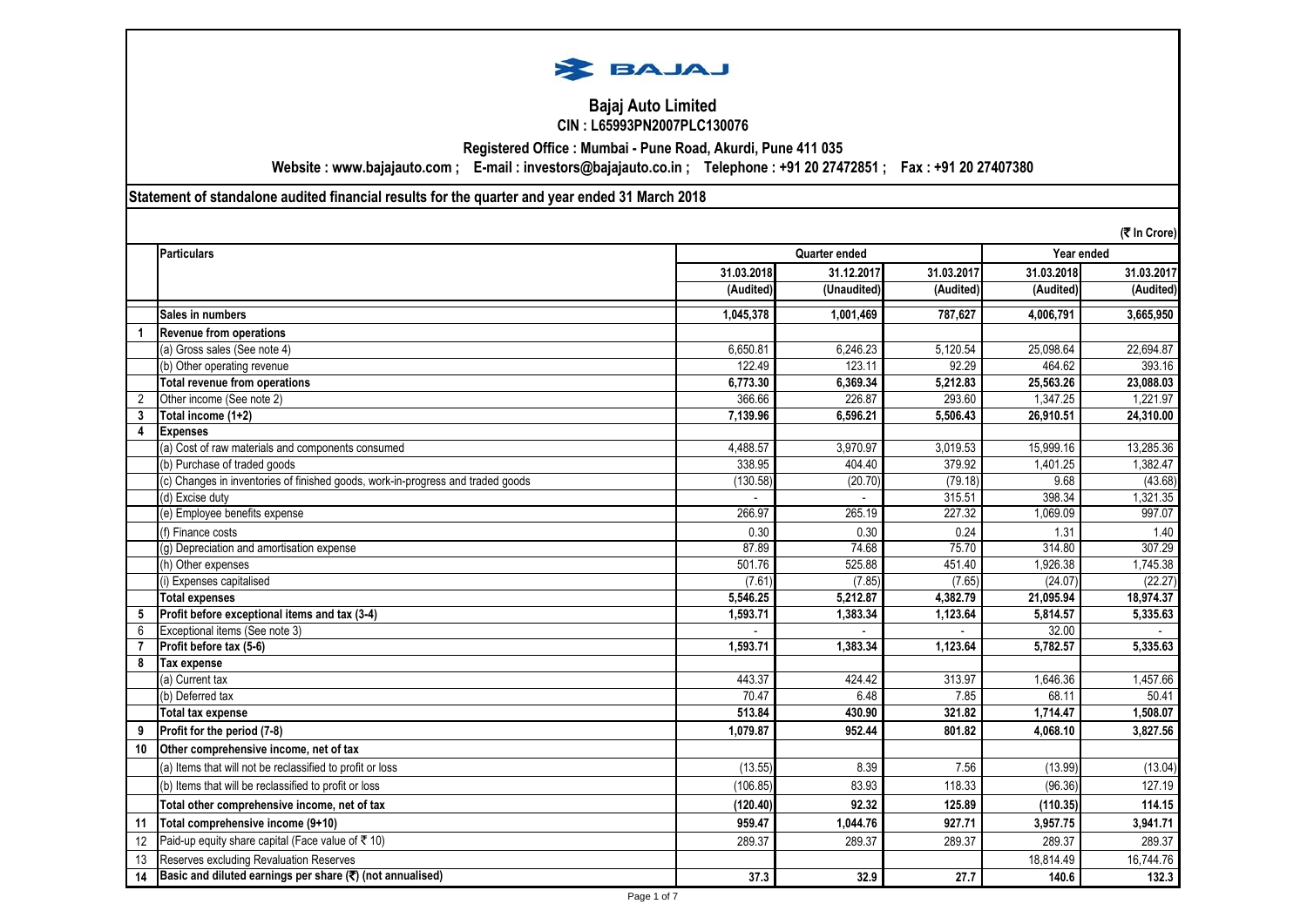BAJAJ

# Bajaj Auto Limited

**CIN : L65993PN2007PLC130076**

**Registered Office : Mumbai - Pune Road, Akurdi, Pune 411 035**

**Website : www.bajajauto.com ; E-mail : investors@bajajauto.co.in ; Telephone : +91 20 27472851 ; Fax : +91 20 27407380**

## Statement of standalone audited financial results for the quarter and year ended 31 March 2018

(₹ In Crore)

| | Particulars | Quarter ended | | | Year ended | |
|---|---|---|---|---|---|---|
| | | 31.03.2018 | 31.12.2017 | 31.03.2017 | 31.03.2018 | 31.03.2017 |
| | | (Audited) | (Unaudited) | (Audited) | (Audited) | (Audited) |
| | **Sales in numbers** | **1,045,378** | **1,001,469** | **787,627** | **4,006,791** | **3,665,950** |
| 1 | **Revenue from operations** | | | | | |
| | (a) Gross sales (See note 4) | 6,650.81 | 6,246.23 | 5,120.54 | 25,098.64 | 22,694.87 |
| | (b) Other operating revenue | 122.49 | 123.11 | 92.29 | 464.62 | 393.16 |
| | **Total revenue from operations** | **6,773.30** | **6,369.34** | **5,212.83** | **25,563.26** | **23,088.03** |
| 2 | Other income (See note 2) | 366.66 | 226.87 | 293.60 | 1,347.25 | 1,221.97 |
| 3 | **Total income (1+2)** | **7,139.96** | **6,596.21** | **5,506.43** | **26,910.51** | **24,310.00** |
| 4 | **Expenses** | | | | | |
| | (a) Cost of raw materials and components consumed | 4,488.57 | 3,970.97 | 3,019.53 | 15,999.16 | 13,285.36 |
| | (b) Purchase of traded goods | 338.95 | 404.40 | 379.92 | 1,401.25 | 1,382.47 |
| | (c) Changes in inventories of finished goods, work-in-progress and traded goods | (130.58) | (20.70) | (79.18) | 9.68 | (43.68) |
| | (d) Excise duty | - | - | 315.51 | 398.34 | 1,321.35 |
| | (e) Employee benefits expense | 266.97 | 265.19 | 227.32 | 1,069.09 | 997.07 |
| | (f) Finance costs | 0.30 | 0.30 | 0.24 | 1.31 | 1.40 |
| | (g) Depreciation and amortisation expense | 87.89 | 74.68 | 75.70 | 314.80 | 307.29 |
| | (h) Other expenses | 501.76 | 525.88 | 451.40 | 1,926.38 | 1,745.38 |
| | (i) Expenses capitalised | (7.61) | (7.85) | (7.65) | (24.07) | (22.27) |
| | **Total expenses** | **5,546.25** | **5,212.87** | **4,382.79** | **21,095.94** | **18,974.37** |
| 5 | **Profit before exceptional items and tax (3-4)** | **1,593.71** | **1,383.34** | **1,123.64** | **5,814.57** | **5,335.63** |
| 6 | Exceptional items (See note 3) | - | - | - | 32.00 | - |
| 7 | **Profit before tax (5-6)** | **1,593.71** | **1,383.34** | **1,123.64** | **5,782.57** | **5,335.63** |
| 8 | **Tax expense** | | | | | |
| | (a) Current tax | 443.37 | 424.42 | 313.97 | 1,646.36 | 1,457.66 |
| | (b) Deferred tax | 70.47 | 6.48 | 7.85 | 68.11 | 50.41 |
| | **Total tax expense** | **513.84** | **430.90** | **321.82** | **1,714.47** | **1,508.07** |
| 9 | **Profit for the period (7-8)** | **1,079.87** | **952.44** | **801.82** | **4,068.10** | **3,827.56** |
| 10 | **Other comprehensive income, net of tax** | | | | | |
| | (a) Items that will not be reclassified to profit or loss | (13.55) | 8.39 | 7.56 | (13.99) | (13.04) |
| | (b) Items that will be reclassified to profit or loss | (106.85) | 83.93 | 118.33 | (96.36) | 127.19 |
| | **Total other comprehensive income, net of tax** | **(120.40)** | **92.32** | **125.89** | **(110.35)** | **114.15** |
| 11 | **Total comprehensive income (9+10)** | **959.47** | **1,044.76** | **927.71** | **3,957.75** | **3,941.71** |
| 12 | Paid-up equity share capital (Face value of ₹ 10) | 289.37 | 289.37 | 289.37 | 289.37 | 289.37 |
| 13 | Reserves excluding Revaluation Reserves | | | | 18,814.49 | 16,744.76 |
| 14 | **Basic and diluted earnings per share (₹) (not annualised)** | **37.3** | **32.9** | **27.7** | **140.6** | **132.3** |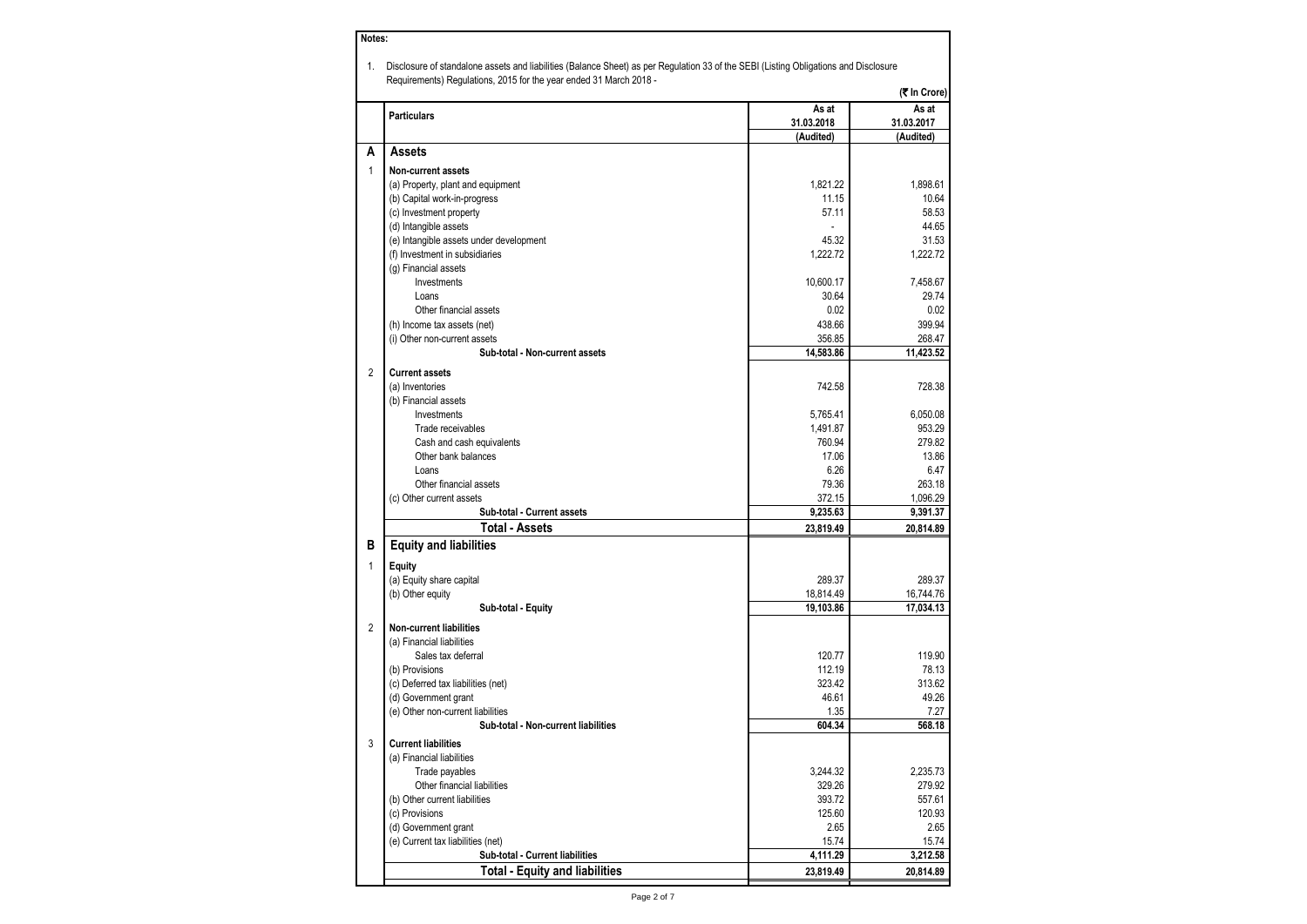**Notes:**

1. Disclosure of standalone assets and liabilities (Balance Sheet) as per Regulation 33 of the SEBI (Listing Obligations and Disclosure Requirements) Regulations, 2015 for the year ended 31 March 2018 -

(₹ In Crore)

| | Particulars | As at 31.03.2018 (Audited) | As at 31.03.2017 (Audited) |
|---|---|---|---|
| **A** | **Assets** | | |
| 1 | **Non-current assets** | | |
| | (a) Property, plant and equipment | 1,821.22 | 1,898.61 |
| | (b) Capital work-in-progress | 11.15 | 10.64 |
| | (c) Investment property | 57.11 | 58.53 |
| | (d) Intangible assets | - | 44.65 |
| | (e) Intangible assets under development | 45.32 | 31.53 |
| | (f) Investment in subsidiaries | 1,222.72 | 1,222.72 |
| | (g) Financial assets | | |
| | Investments | 10,600.17 | 7,458.67 |
| | Loans | 30.64 | 29.74 |
| | Other financial assets | 0.02 | 0.02 |
| | (h) Income tax assets (net) | 438.66 | 399.94 |
| | (i) Other non-current assets | 356.85 | 268.47 |
| | **Sub-total - Non-current assets** | **14,583.86** | **11,423.52** |
| 2 | **Current assets** | | |
| | (a) Inventories | 742.58 | 728.38 |
| | (b) Financial assets | | |
| | Investments | 5,765.41 | 6,050.08 |
| | Trade receivables | 1,491.87 | 953.29 |
| | Cash and cash equivalents | 760.94 | 279.82 |
| | Other bank balances | 17.06 | 13.86 |
| | Loans | 6.26 | 6.47 |
| | Other financial assets | 79.36 | 263.18 |
| | (c) Other current assets | 372.15 | 1,096.29 |
| | **Sub-total - Current assets** | **9,235.63** | **9,391.37** |
| | **Total - Assets** | **23,819.49** | **20,814.89** |
| **B** | **Equity and liabilities** | | |
| 1 | **Equity** | | |
| | (a) Equity share capital | 289.37 | 289.37 |
| | (b) Other equity | 18,814.49 | 16,744.76 |
| | **Sub-total - Equity** | **19,103.86** | **17,034.13** |
| 2 | **Non-current liabilities** | | |
| | (a) Financial liabilities | | |
| | Sales tax deferral | 120.77 | 119.90 |
| | (b) Provisions | 112.19 | 78.13 |
| | (c) Deferred tax liabilities (net) | 323.42 | 313.62 |
| | (d) Government grant | 46.61 | 49.26 |
| | (e) Other non-current liabilities | 1.35 | 7.27 |
| | **Sub-total - Non-current liabilities** | **604.34** | **568.18** |
| 3 | **Current liabilities** | | |
| | (a) Financial liabilities | | |
| | Trade payables | 3,244.32 | 2,235.73 |
| | Other financial liabilities | 329.26 | 279.92 |
| | (b) Other current liabilities | 393.72 | 557.61 |
| | (c) Provisions | 125.60 | 120.93 |
| | (d) Government grant | 2.65 | 2.65 |
| | (e) Current tax liabilities (net) | 15.74 | 15.74 |
| | **Sub-total - Current liabilities** | **4,111.29** | **3,212.58** |
| | **Total - Equity and liabilities** | **23,819.49** | **20,814.89** |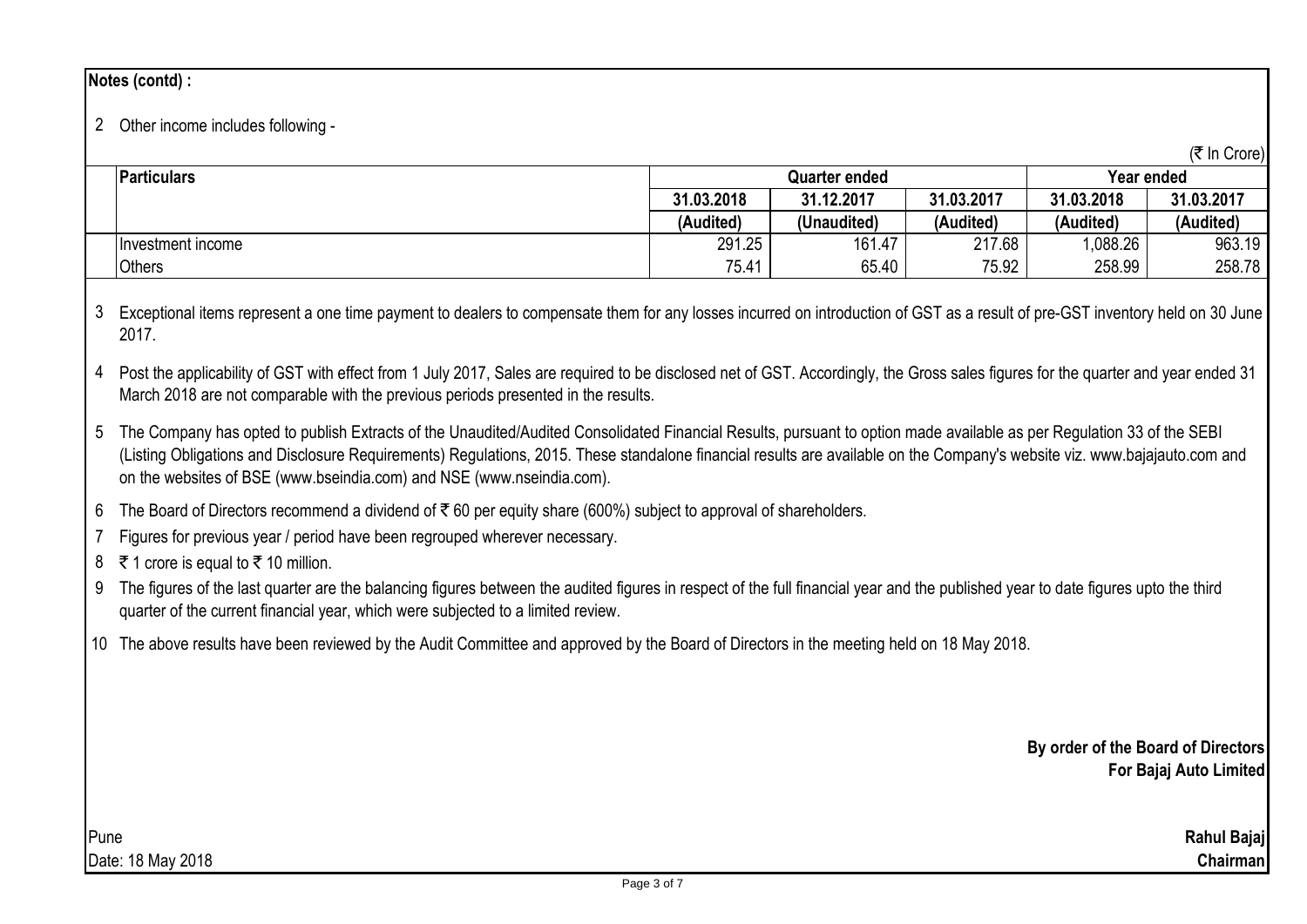**Notes (contd) :**

2 Other income includes following -

(₹ In Crore)

| Particulars | Quarter ended | | | Year ended | |
|---|---|---|---|---|---|
| | 31.03.2018 | 31.12.2017 | 31.03.2017 | 31.03.2018 | 31.03.2017 |
| | (Audited) | (Unaudited) | (Audited) | (Audited) | (Audited) |
| Investment income | 291.25 | 161.47 | 217.68 | 1,088.26 | 963.19 |
| Others | 75.41 | 65.40 | 75.92 | 258.99 | 258.78 |

3 Exceptional items represent a one time payment to dealers to compensate them for any losses incurred on introduction of GST as a result of pre-GST inventory held on 30 June 2017.

4 Post the applicability of GST with effect from 1 July 2017, Sales are required to be disclosed net of GST. Accordingly, the Gross sales figures for the quarter and year ended 31 March 2018 are not comparable with the previous periods presented in the results.

5 The Company has opted to publish Extracts of the Unaudited/Audited Consolidated Financial Results, pursuant to option made available as per Regulation 33 of the SEBI (Listing Obligations and Disclosure Requirements) Regulations, 2015. These standalone financial results are available on the Company's website viz. www.bajajauto.com and on the websites of BSE (www.bseindia.com) and NSE (www.nseindia.com).

6 The Board of Directors recommend a dividend of ₹ 60 per equity share (600%) subject to approval of shareholders.

7 Figures for previous year / period have been regrouped wherever necessary.

8 ₹ 1 crore is equal to ₹ 10 million.

9 The figures of the last quarter are the balancing figures between the audited figures in respect of the full financial year and the published year to date figures upto the third quarter of the current financial year, which were subjected to a limited review.

10 The above results have been reviewed by the Audit Committee and approved by the Board of Directors in the meeting held on 18 May 2018.

**By order of the Board of Directors**
**For Bajaj Auto Limited**

Pune
Date: 18 May 2018

**Rahul Bajaj**
**Chairman**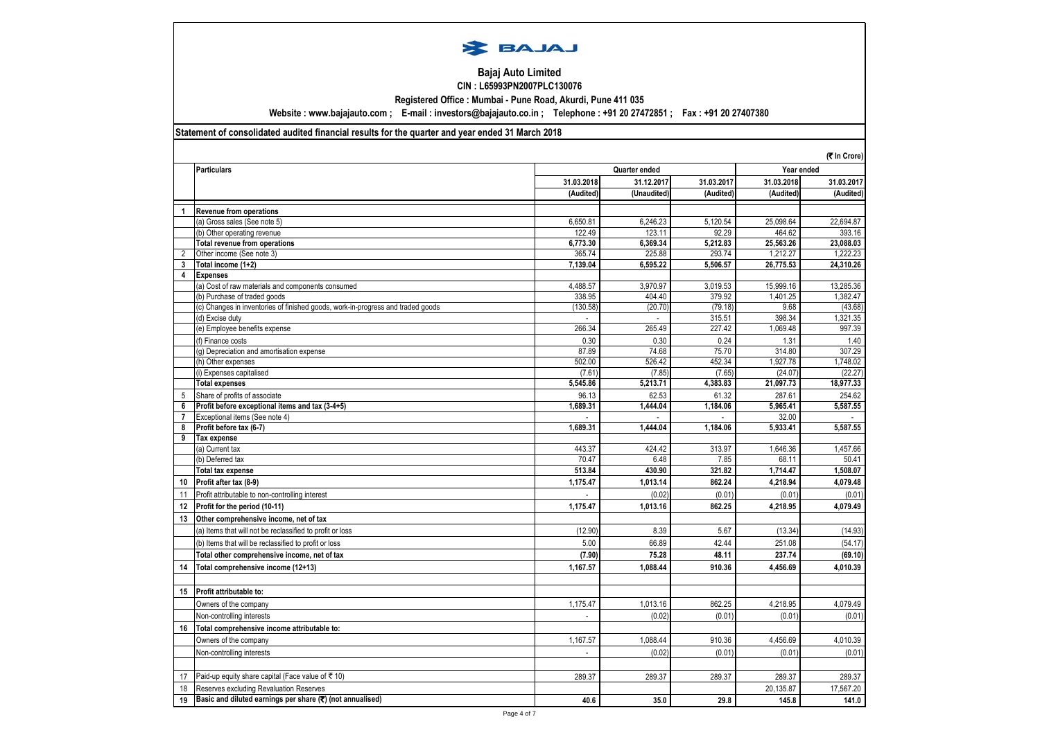# Bajaj Auto Limited

**CIN : L65993PN2007PLC130076**

**Registered Office : Mumbai - Pune Road, Akurdi, Pune 411 035**

**Website : www.bajajauto.com ; E-mail : investors@bajajauto.co.in ; Telephone : +91 20 27472851 ; Fax : +91 20 27407380**

**Statement of consolidated audited financial results for the quarter and year ended 31 March 2018**

(₹ In Crore)

| | Particulars | Quarter ended | | | Year ended | |
|---|---|---|---|---|---|---|
| | | 31.03.2018 | 31.12.2017 | 31.03.2017 | 31.03.2018 | 31.03.2017 |
| | | (Audited) | (Unaudited) | (Audited) | (Audited) | (Audited) |
| 1 | **Revenue from operations** | | | | | |
| | (a) Gross sales (See note 5) | 6,650.81 | 6,246.23 | 5,120.54 | 25,098.64 | 22,694.87 |
| | (b) Other operating revenue | 122.49 | 123.11 | 92.29 | 464.62 | 393.16 |
| | **Total revenue from operations** | **6,773.30** | **6,369.34** | **5,212.83** | **25,563.26** | **23,088.03** |
| 2 | Other income (See note 3) | 365.74 | 225.88 | 293.74 | 1,212.27 | 1,222.23 |
| 3 | **Total income (1+2)** | **7,139.04** | **6,595.22** | **5,506.57** | **26,775.53** | **24,310.26** |
| 4 | **Expenses** | | | | | |
| | (a) Cost of raw materials and components consumed | 4,488.57 | 3,970.97 | 3,019.53 | 15,999.16 | 13,285.36 |
| | (b) Purchase of traded goods | 338.95 | 404.40 | 379.92 | 1,401.25 | 1,382.47 |
| | (c) Changes in inventories of finished goods, work-in-progress and traded goods | (130.58) | (20.70) | (79.18) | 9.68 | (43.68) |
| | (d) Excise duty | - | - | 315.51 | 398.34 | 1,321.35 |
| | (e) Employee benefits expense | 266.34 | 265.49 | 227.42 | 1,069.48 | 997.39 |
| | (f) Finance costs | 0.30 | 0.30 | 0.24 | 1.31 | 1.40 |
| | (g) Depreciation and amortisation expense | 87.89 | 74.68 | 75.70 | 314.80 | 307.29 |
| | (h) Other expenses | 502.00 | 526.42 | 452.34 | 1,927.78 | 1,748.02 |
| | (i) Expenses capitalised | (7.61) | (7.85) | (7.65) | (24.07) | (22.27) |
| | **Total expenses** | **5,545.86** | **5,213.71** | **4,383.83** | **21,097.73** | **18,977.33** |
| 5 | Share of profits of associate | 96.13 | 62.53 | 61.32 | 287.61 | 254.62 |
| 6 | **Profit before exceptional items and tax (3-4+5)** | **1,689.31** | **1,444.04** | **1,184.06** | **5,965.41** | **5,587.55** |
| 7 | Exceptional items (See note 4) | - | - | - | 32.00 | - |
| 8 | **Profit before tax (6-7)** | **1,689.31** | **1,444.04** | **1,184.06** | **5,933.41** | **5,587.55** |
| 9 | **Tax expense** | | | | | |
| | (a) Current tax | 443.37 | 424.42 | 313.97 | 1,646.36 | 1,457.66 |
| | (b) Deferred tax | 70.47 | 6.48 | 7.85 | 68.11 | 50.41 |
| | **Total tax expense** | **513.84** | **430.90** | **321.82** | **1,714.47** | **1,508.07** |
| 10 | **Profit after tax (8-9)** | **1,175.47** | **1,013.14** | **862.24** | **4,218.94** | **4,079.48** |
| 11 | Profit attributable to non-controlling interest | - | (0.02) | (0.01) | (0.01) | (0.01) |
| 12 | **Profit for the period (10-11)** | **1,175.47** | **1,013.16** | **862.25** | **4,218.95** | **4,079.49** |
| 13 | **Other comprehensive income, net of tax** | | | | | |
| | (a) Items that will not be reclassified to profit or loss | (12.90) | 8.39 | 5.67 | (13.34) | (14.93) |
| | (b) Items that will be reclassified to profit or loss | 5.00 | 66.89 | 42.44 | 251.08 | (54.17) |
| | **Total other comprehensive income, net of tax** | **(7.90)** | **75.28** | **48.11** | **237.74** | **(69.10)** |
| 14 | **Total comprehensive income (12+13)** | **1,167.57** | **1,088.44** | **910.36** | **4,456.69** | **4,010.39** |
| 15 | **Profit attributable to:** | | | | | |
| | Owners of the company | 1,175.47 | 1,013.16 | 862.25 | 4,218.95 | 4,079.49 |
| | Non-controlling interests | - | (0.02) | (0.01) | (0.01) | (0.01) |
| 16 | **Total comprehensive income attributable to:** | | | | | |
| | Owners of the company | 1,167.57 | 1,088.44 | 910.36 | 4,456.69 | 4,010.39 |
| | Non-controlling interests | - | (0.02) | (0.01) | (0.01) | (0.01) |
| 17 | Paid-up equity share capital (Face value of ₹ 10) | 289.37 | 289.37 | 289.37 | 289.37 | 289.37 |
| 18 | Reserves excluding Revaluation Reserves | | | | 20,135.87 | 17,567.20 |
| 19 | **Basic and diluted earnings per share (₹) (not annualised)** | **40.6** | **35.0** | **29.8** | **145.8** | **141.0** |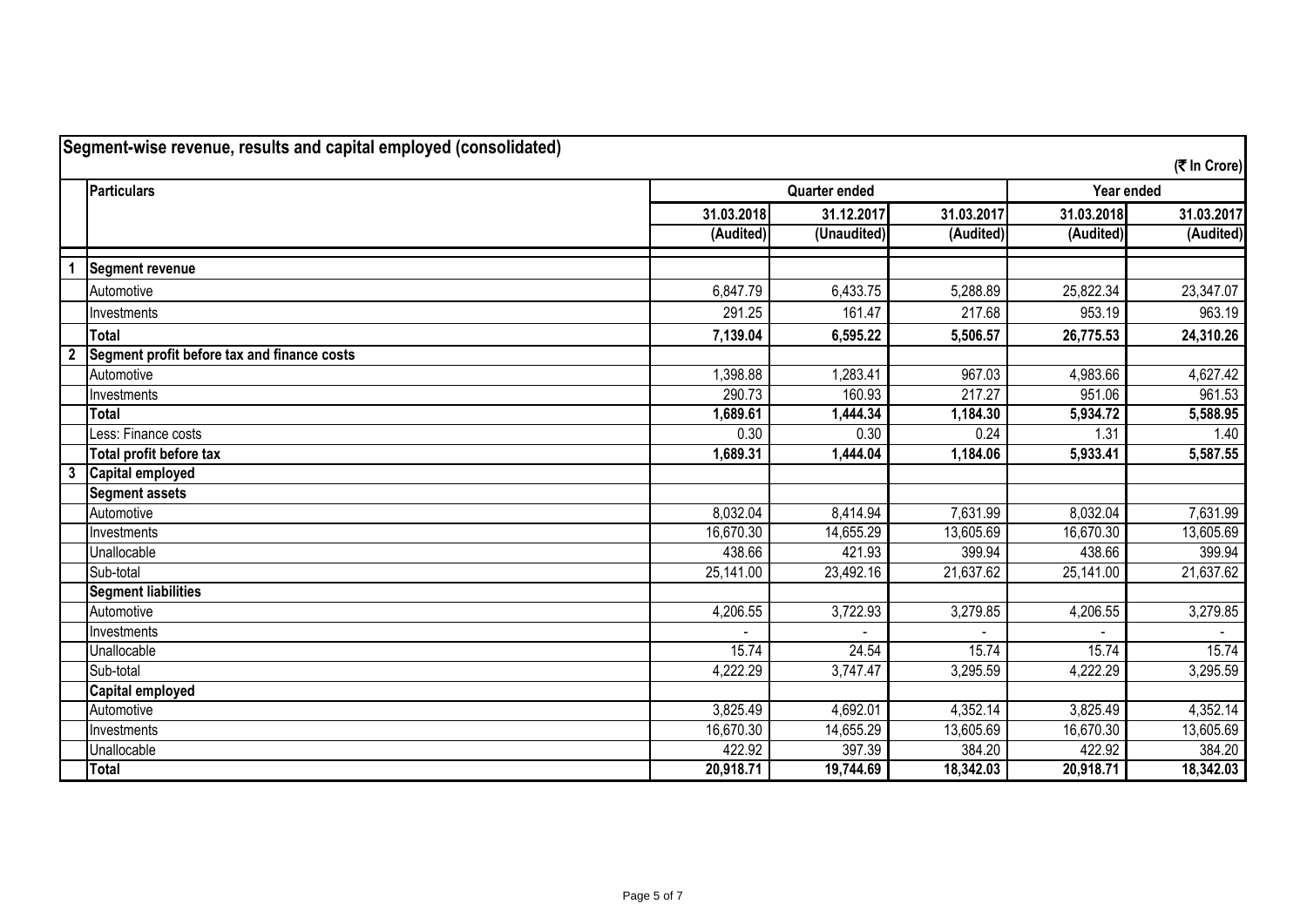## Segment-wise revenue, results and capital employed (consolidated)

(₹ In Crore)

| | Particulars | Quarter ended | | | Year ended | |
|---|---|---|---|---|---|---|
| | | 31.03.2018 | 31.12.2017 | 31.03.2017 | 31.03.2018 | 31.03.2017 |
| | | (Audited) | (Unaudited) | (Audited) | (Audited) | (Audited) |
| 1 | **Segment revenue** | | | | | |
| | Automotive | 6,847.79 | 6,433.75 | 5,288.89 | 25,822.34 | 23,347.07 |
| | Investments | 291.25 | 161.47 | 217.68 | 953.19 | 963.19 |
| | **Total** | **7,139.04** | **6,595.22** | **5,506.57** | **26,775.53** | **24,310.26** |
| 2 | **Segment profit before tax and finance costs** | | | | | |
| | Automotive | 1,398.88 | 1,283.41 | 967.03 | 4,983.66 | 4,627.42 |
| | Investments | 290.73 | 160.93 | 217.27 | 951.06 | 961.53 |
| | **Total** | **1,689.61** | **1,444.34** | **1,184.30** | **5,934.72** | **5,588.95** |
| | Less: Finance costs | 0.30 | 0.30 | 0.24 | 1.31 | 1.40 |
| | **Total profit before tax** | **1,689.31** | **1,444.04** | **1,184.06** | **5,933.41** | **5,587.55** |
| 3 | **Capital employed** | | | | | |
| | **Segment assets** | | | | | |
| | Automotive | 8,032.04 | 8,414.94 | 7,631.99 | 8,032.04 | 7,631.99 |
| | Investments | 16,670.30 | 14,655.29 | 13,605.69 | 16,670.30 | 13,605.69 |
| | Unallocable | 438.66 | 421.93 | 399.94 | 438.66 | 399.94 |
| | Sub-total | 25,141.00 | 23,492.16 | 21,637.62 | 25,141.00 | 21,637.62 |
| | **Segment liabilities** | | | | | |
| | Automotive | 4,206.55 | 3,722.93 | 3,279.85 | 4,206.55 | 3,279.85 |
| | Investments | - | - | - | - | - |
| | Unallocable | 15.74 | 24.54 | 15.74 | 15.74 | 15.74 |
| | Sub-total | 4,222.29 | 3,747.47 | 3,295.59 | 4,222.29 | 3,295.59 |
| | **Capital employed** | | | | | |
| | Automotive | 3,825.49 | 4,692.01 | 4,352.14 | 3,825.49 | 4,352.14 |
| | Investments | 16,670.30 | 14,655.29 | 13,605.69 | 16,670.30 | 13,605.69 |
| | Unallocable | 422.92 | 397.39 | 384.20 | 422.92 | 384.20 |
| | **Total** | **20,918.71** | **19,744.69** | **18,342.03** | **20,918.71** | **18,342.03** |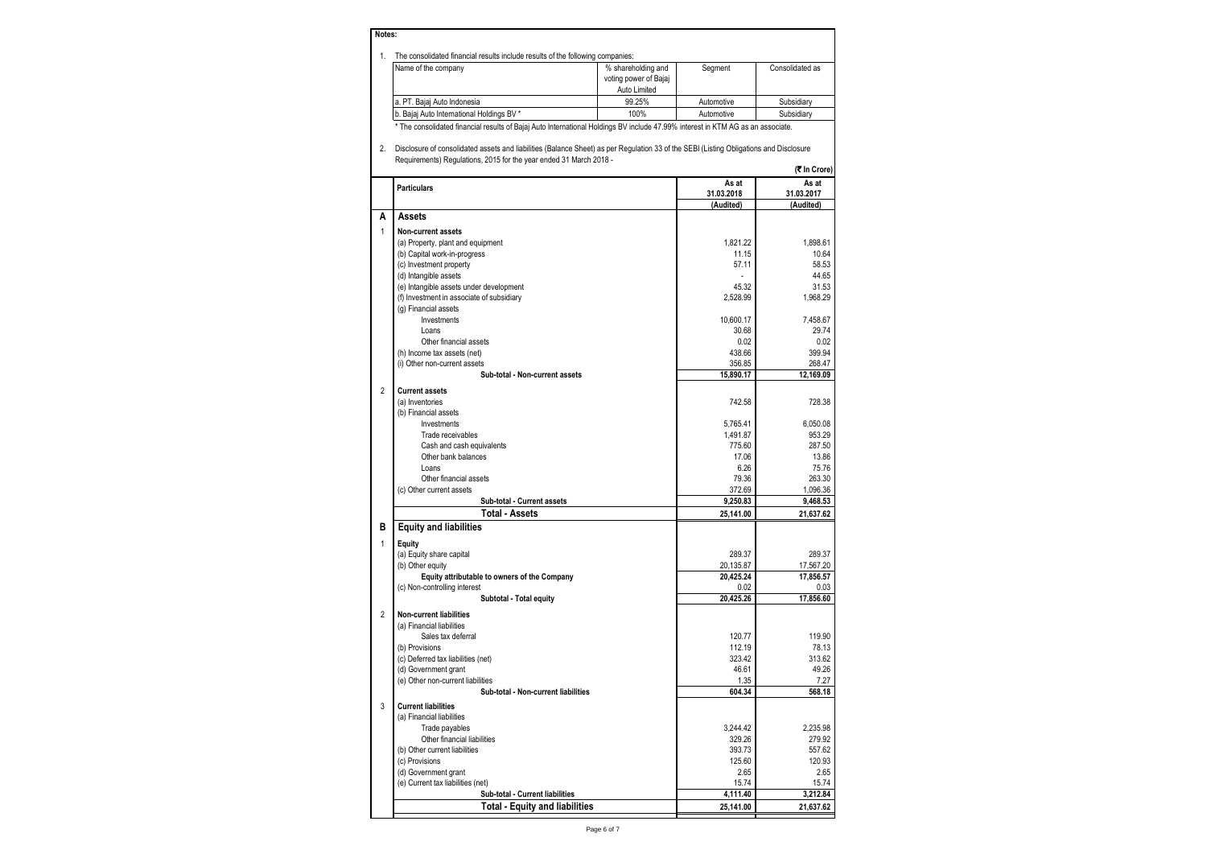**Notes:**

1. The consolidated financial results include results of the following companies:

| Name of the company | % shareholding and voting power of Bajaj Auto Limited | Segment | Consolidated as |
|---|---|---|---|
| a. PT. Bajaj Auto Indonesia | 99.25% | Automotive | Subsidiary |
| b. Bajaj Auto International Holdings BV * | 100% | Automotive | Subsidiary |

\* The consolidated financial results of Bajaj Auto International Holdings BV include 47.99% interest in KTM AG as an associate.

2. Disclosure of consolidated assets and liabilities (Balance Sheet) as per Regulation 33 of the SEBI (Listing Obligations and Disclosure Requirements) Regulations, 2015 for the year ended 31 March 2018 -

(₹ In Crore)

| | Particulars | As at 31.03.2018 (Audited) | As at 31.03.2017 (Audited) |
|---|---|---|---|
| **A** | **Assets** | | |
| 1 | **Non-current assets** | | |
| | (a) Property, plant and equipment | 1,821.22 | 1,898.61 |
| | (b) Capital work-in-progress | 11.15 | 10.64 |
| | (c) Investment property | 57.11 | 58.53 |
| | (d) Intangible assets | - | 44.65 |
| | (e) Intangible assets under development | 45.32 | 31.53 |
| | (f) Investment in associate of subsidiary | 2,528.99 | 1,968.29 |
| | (g) Financial assets | | |
| | Investments | 10,600.17 | 7,458.67 |
| | Loans | 30.68 | 29.74 |
| | Other financial assets | 0.02 | 0.02 |
| | (h) Income tax assets (net) | 438.66 | 399.94 |
| | (i) Other non-current assets | 356.85 | 268.47 |
| | **Sub-total - Non-current assets** | **15,890.17** | **12,169.09** |
| 2 | **Current assets** | | |
| | (a) Inventories | 742.58 | 728.38 |
| | (b) Financial assets | | |
| | Investments | 5,765.41 | 6,050.08 |
| | Trade receivables | 1,491.87 | 953.29 |
| | Cash and cash equivalents | 775.60 | 287.50 |
| | Other bank balances | 17.06 | 13.86 |
| | Loans | 6.26 | 75.76 |
| | Other financial assets | 79.36 | 263.30 |
| | (c) Other current assets | 372.69 | 1,096.36 |
| | **Sub-total - Current assets** | **9,250.83** | **9,468.53** |
| | **Total - Assets** | **25,141.00** | **21,637.62** |
| **B** | **Equity and liabilities** | | |
| 1 | **Equity** | | |
| | (a) Equity share capital | 289.37 | 289.37 |
| | (b) Other equity | 20,135.87 | 17,567.20 |
| | **Equity attributable to owners of the Company** | **20,425.24** | **17,856.57** |
| | (c) Non-controlling interest | 0.02 | 0.03 |
| | **Subtotal - Total equity** | **20,425.26** | **17,856.60** |
| 2 | **Non-current liabilities** | | |
| | (a) Financial liabilities | | |
| | Sales tax deferral | 120.77 | 119.90 |
| | (b) Provisions | 112.19 | 78.13 |
| | (c) Deferred tax liabilities (net) | 323.42 | 313.62 |
| | (d) Government grant | 46.61 | 49.26 |
| | (e) Other non-current liabilities | 1.35 | 7.27 |
| | **Sub-total - Non-current liabilities** | **604.34** | **568.18** |
| 3 | **Current liabilities** | | |
| | (a) Financial liabilities | | |
| | Trade payables | 3,244.42 | 2,235.98 |
| | Other financial liabilities | 329.26 | 279.92 |
| | (b) Other current liabilities | 393.73 | 557.62 |
| | (c) Provisions | 125.60 | 120.93 |
| | (d) Government grant | 2.65 | 2.65 |
| | (e) Current tax liabilities (net) | 15.74 | 15.74 |
| | **Sub-total - Current liabilities** | **4,111.40** | **3,212.84** |
| | **Total - Equity and liabilities** | **25,141.00** | **21,637.62** |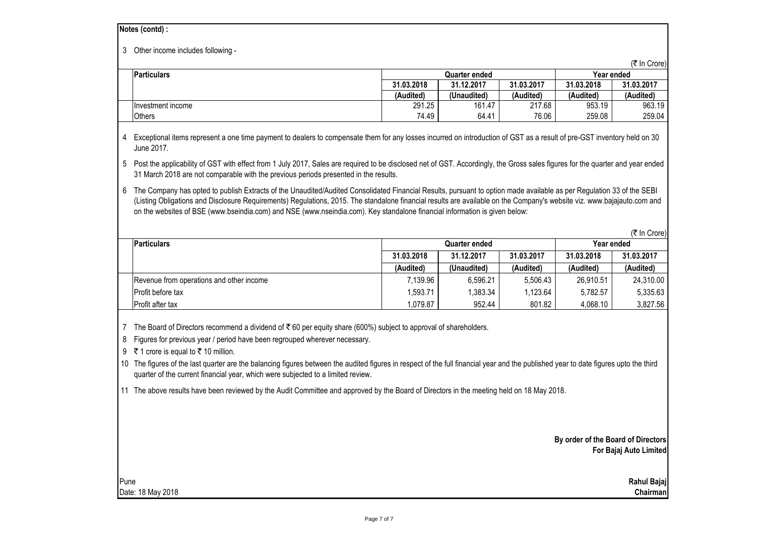**Notes (contd) :**

3 Other income includes following -

(₹ In Crore)

| Particulars | Quarter ended | | | Year ended | |
|---|---|---|---|---|---|
| | 31.03.2018 | 31.12.2017 | 31.03.2017 | 31.03.2018 | 31.03.2017 |
| | (Audited) | (Unaudited) | (Audited) | (Audited) | (Audited) |
| Investment income | 291.25 | 161.47 | 217.68 | 953.19 | 963.19 |
| Others | 74.49 | 64.41 | 76.06 | 259.08 | 259.04 |

4 Exceptional items represent a one time payment to dealers to compensate them for any losses incurred on introduction of GST as a result of pre-GST inventory held on 30 June 2017.

5 Post the applicability of GST with effect from 1 July 2017, Sales are required to be disclosed net of GST. Accordingly, the Gross sales figures for the quarter and year ended 31 March 2018 are not comparable with the previous periods presented in the results.

6 The Company has opted to publish Extracts of the Unaudited/Audited Consolidated Financial Results, pursuant to option made available as per Regulation 33 of the SEBI (Listing Obligations and Disclosure Requirements) Regulations, 2015. The standalone financial results are available on the Company's website viz. www.bajajauto.com and on the websites of BSE (www.bseindia.com) and NSE (www.nseindia.com). Key standalone financial information is given below:

(₹ In Crore)

| Particulars | Quarter ended | | | Year ended | |
|---|---|---|---|---|---|
| | 31.03.2018 | 31.12.2017 | 31.03.2017 | 31.03.2018 | 31.03.2017 |
| | (Audited) | (Unaudited) | (Audited) | (Audited) | (Audited) |
| Revenue from operations and other income | 7,139.96 | 6,596.21 | 5,506.43 | 26,910.51 | 24,310.00 |
| Profit before tax | 1,593.71 | 1,383.34 | 1,123.64 | 5,782.57 | 5,335.63 |
| Profit after tax | 1,079.87 | 952.44 | 801.82 | 4,068.10 | 3,827.56 |

7 The Board of Directors recommend a dividend of ₹ 60 per equity share (600%) subject to approval of shareholders.

8 Figures for previous year / period have been regrouped wherever necessary.

9 ₹ 1 crore is equal to ₹ 10 million.

10 The figures of the last quarter are the balancing figures between the audited figures in respect of the full financial year and the published year to date figures upto the third quarter of the current financial year, which were subjected to a limited review.

11 The above results have been reviewed by the Audit Committee and approved by the Board of Directors in the meeting held on 18 May 2018.

**By order of the Board of Directors**
**For Bajaj Auto Limited**

Pune
Date: 18 May 2018

**Rahul Bajaj**
**Chairman**